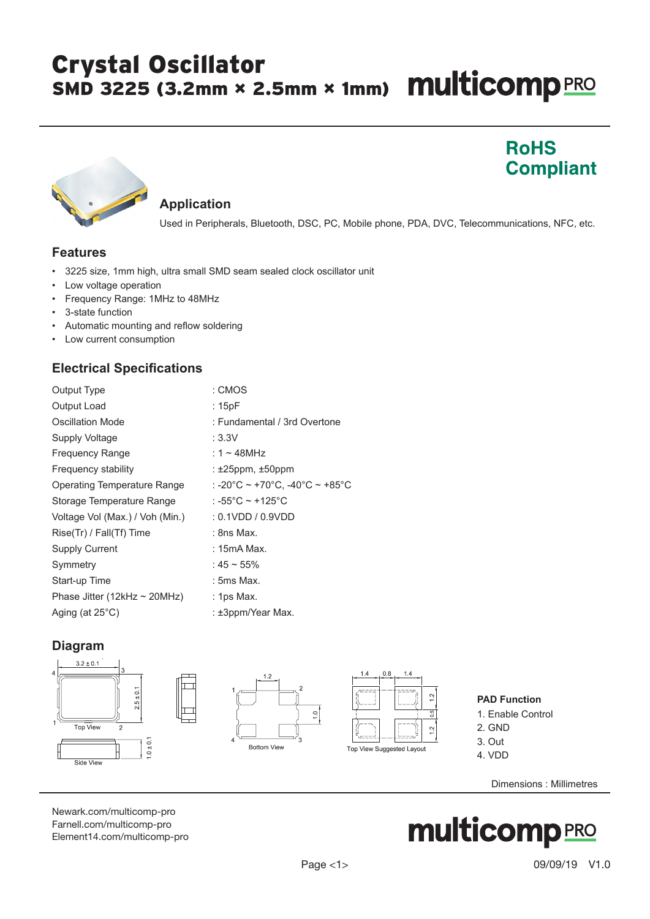# Crystal Oscillator

## SMD 3225 (3.2mm × 2.5mm × 1mm)

multicomp PRO

**RoHS Compliant**

## Application

Used in Peripherals, Bluetooth, DSC, PC, Mobile phone, PDA, DVC, Telecommunications, NFC, etc.

## Features

- 3225 size, 1mm high, ultra small SMD seam sealed clock oscillator unit
- Low voltage operation
- Frequency Range: 1MHz to 48MHz
- 3-state function
- Automatic mounting and reflow soldering
- Low current consumption

## Electrical Specifications

| | |
|---|---|
| Output Type | : CMOS |
| Output Load | : 15pF |
| Oscillation Mode | : Fundamental / 3rd Overtone |
| Supply Voltage | : 3.3V |
| Frequency Range | : 1 ~ 48MHz |
| Frequency stability | : ±25ppm, ±50ppm |
| Operating Temperature Range | : -20°C ~ +70°C, -40°C ~ +85°C |
| Storage Temperature Range | : -55°C ~ +125°C |
| Voltage Vol (Max.) / Voh (Min.) | : 0.1VDD / 0.9VDD |
| Rise(Tr) / Fall(Tf) Time | : 8ns Max. |
| Supply Current | : 15mA Max. |
| Symmetry | : 45 ~ 55% |
| Start-up Time | : 5ms Max. |
| Phase Jitter (12kHz ~ 20MHz) | : 1ps Max. |
| Aging (at 25°C) | : ±3ppm/Year Max. |

## Diagram

3.2 ± 0.1, 2.5 ± 0.1, 1.0 ± 0.1

Top View

Side View

1.2, 1.0

Bottom View

1.4, 0.8, 1.4, 1.2, 0.5, 1.2

Top View Suggested Layout

**PAD Function**

1. Enable Control
2. GND
3. Out
4. VDD

Dimensions : Millimetres

Newark.com/multicomp-pro
Farnell.com/multicomp-pro
Element14.com/multicomp-pro

09/09/19 V1.0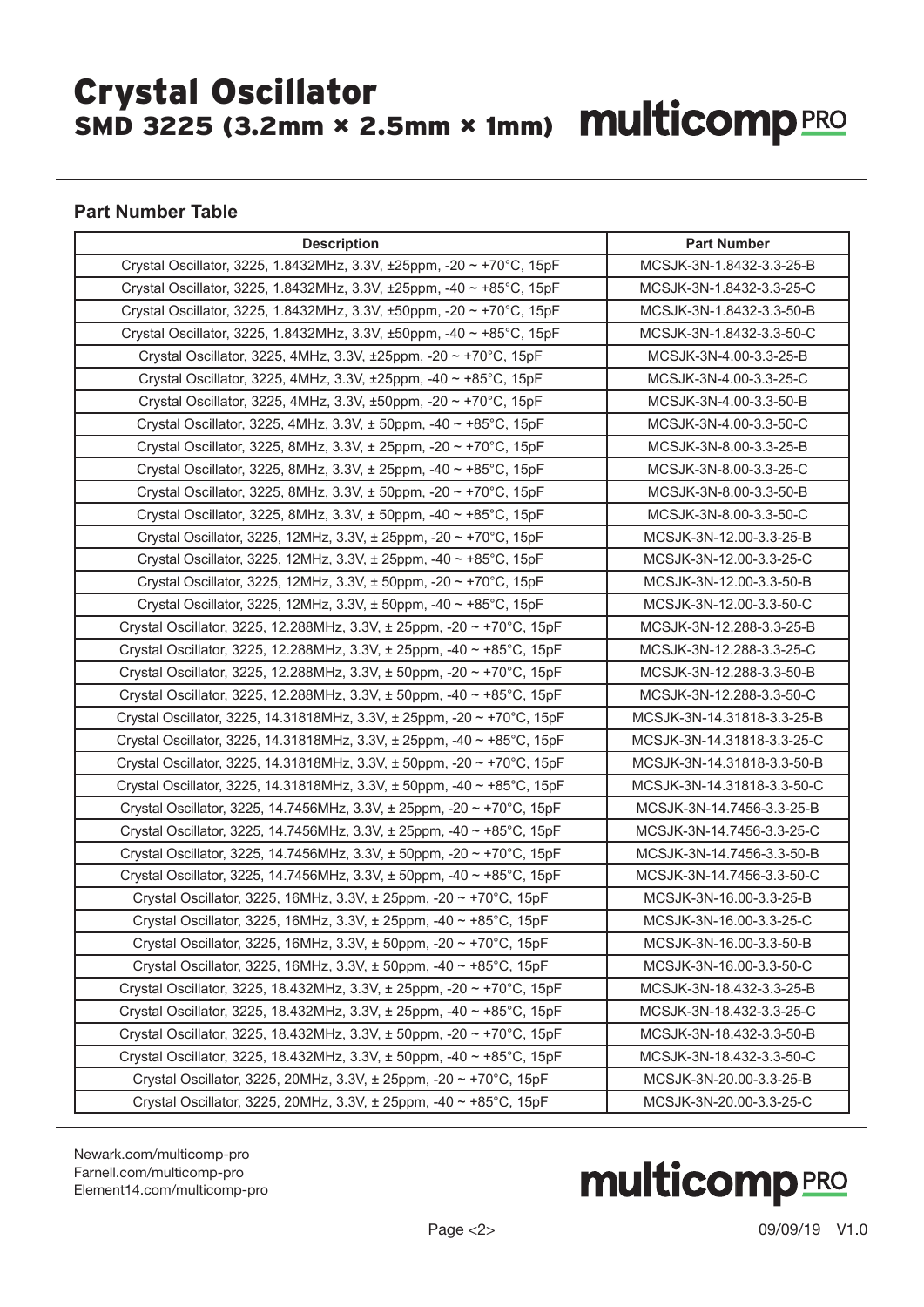## Part Number Table

| Description | Part Number |
|---|---|
| Crystal Oscillator, 3225, 1.8432MHz, 3.3V, ±25ppm, -20 ~ +70°C, 15pF | MCSJK-3N-1.8432-3.3-25-B |
| Crystal Oscillator, 3225, 1.8432MHz, 3.3V, ±25ppm, -40 ~ +85°C, 15pF | MCSJK-3N-1.8432-3.3-25-C |
| Crystal Oscillator, 3225, 1.8432MHz, 3.3V, ±50ppm, -20 ~ +70°C, 15pF | MCSJK-3N-1.8432-3.3-50-B |
| Crystal Oscillator, 3225, 1.8432MHz, 3.3V, ±50ppm, -40 ~ +85°C, 15pF | MCSJK-3N-1.8432-3.3-50-C |
| Crystal Oscillator, 3225, 4MHz, 3.3V, ±25ppm, -20 ~ +70°C, 15pF | MCSJK-3N-4.00-3.3-25-B |
| Crystal Oscillator, 3225, 4MHz, 3.3V, ±25ppm, -40 ~ +85°C, 15pF | MCSJK-3N-4.00-3.3-25-C |
| Crystal Oscillator, 3225, 4MHz, 3.3V, ±50ppm, -20 ~ +70°C, 15pF | MCSJK-3N-4.00-3.3-50-B |
| Crystal Oscillator, 3225, 4MHz, 3.3V, ± 50ppm, -40 ~ +85°C, 15pF | MCSJK-3N-4.00-3.3-50-C |
| Crystal Oscillator, 3225, 8MHz, 3.3V, ± 25ppm, -20 ~ +70°C, 15pF | MCSJK-3N-8.00-3.3-25-B |
| Crystal Oscillator, 3225, 8MHz, 3.3V, ± 25ppm, -40 ~ +85°C, 15pF | MCSJK-3N-8.00-3.3-25-C |
| Crystal Oscillator, 3225, 8MHz, 3.3V, ± 50ppm, -20 ~ +70°C, 15pF | MCSJK-3N-8.00-3.3-50-B |
| Crystal Oscillator, 3225, 8MHz, 3.3V, ± 50ppm, -40 ~ +85°C, 15pF | MCSJK-3N-8.00-3.3-50-C |
| Crystal Oscillator, 3225, 12MHz, 3.3V, ± 25ppm, -20 ~ +70°C, 15pF | MCSJK-3N-12.00-3.3-25-B |
| Crystal Oscillator, 3225, 12MHz, 3.3V, ± 25ppm, -40 ~ +85°C, 15pF | MCSJK-3N-12.00-3.3-25-C |
| Crystal Oscillator, 3225, 12MHz, 3.3V, ± 50ppm, -20 ~ +70°C, 15pF | MCSJK-3N-12.00-3.3-50-B |
| Crystal Oscillator, 3225, 12MHz, 3.3V, ± 50ppm, -40 ~ +85°C, 15pF | MCSJK-3N-12.00-3.3-50-C |
| Crystal Oscillator, 3225, 12.288MHz, 3.3V, ± 25ppm, -20 ~ +70°C, 15pF | MCSJK-3N-12.288-3.3-25-B |
| Crystal Oscillator, 3225, 12.288MHz, 3.3V, ± 25ppm, -40 ~ +85°C, 15pF | MCSJK-3N-12.288-3.3-25-C |
| Crystal Oscillator, 3225, 12.288MHz, 3.3V, ± 50ppm, -20 ~ +70°C, 15pF | MCSJK-3N-12.288-3.3-50-B |
| Crystal Oscillator, 3225, 12.288MHz, 3.3V, ± 50ppm, -40 ~ +85°C, 15pF | MCSJK-3N-12.288-3.3-50-C |
| Crystal Oscillator, 3225, 14.31818MHz, 3.3V, ± 25ppm, -20 ~ +70°C, 15pF | MCSJK-3N-14.31818-3.3-25-B |
| Crystal Oscillator, 3225, 14.31818MHz, 3.3V, ± 25ppm, -40 ~ +85°C, 15pF | MCSJK-3N-14.31818-3.3-25-C |
| Crystal Oscillator, 3225, 14.31818MHz, 3.3V, ± 50ppm, -20 ~ +70°C, 15pF | MCSJK-3N-14.31818-3.3-50-B |
| Crystal Oscillator, 3225, 14.31818MHz, 3.3V, ± 50ppm, -40 ~ +85°C, 15pF | MCSJK-3N-14.31818-3.3-50-C |
| Crystal Oscillator, 3225, 14.7456MHz, 3.3V, ± 25ppm, -20 ~ +70°C, 15pF | MCSJK-3N-14.7456-3.3-25-B |
| Crystal Oscillator, 3225, 14.7456MHz, 3.3V, ± 25ppm, -40 ~ +85°C, 15pF | MCSJK-3N-14.7456-3.3-25-C |
| Crystal Oscillator, 3225, 14.7456MHz, 3.3V, ± 50ppm, -20 ~ +70°C, 15pF | MCSJK-3N-14.7456-3.3-50-B |
| Crystal Oscillator, 3225, 14.7456MHz, 3.3V, ± 50ppm, -40 ~ +85°C, 15pF | MCSJK-3N-14.7456-3.3-50-C |
| Crystal Oscillator, 3225, 16MHz, 3.3V, ± 25ppm, -20 ~ +70°C, 15pF | MCSJK-3N-16.00-3.3-25-B |
| Crystal Oscillator, 3225, 16MHz, 3.3V, ± 25ppm, -40 ~ +85°C, 15pF | MCSJK-3N-16.00-3.3-25-C |
| Crystal Oscillator, 3225, 16MHz, 3.3V, ± 50ppm, -20 ~ +70°C, 15pF | MCSJK-3N-16.00-3.3-50-B |
| Crystal Oscillator, 3225, 16MHz, 3.3V, ± 50ppm, -40 ~ +85°C, 15pF | MCSJK-3N-16.00-3.3-50-C |
| Crystal Oscillator, 3225, 18.432MHz, 3.3V, ± 25ppm, -20 ~ +70°C, 15pF | MCSJK-3N-18.432-3.3-25-B |
| Crystal Oscillator, 3225, 18.432MHz, 3.3V, ± 25ppm, -40 ~ +85°C, 15pF | MCSJK-3N-18.432-3.3-25-C |
| Crystal Oscillator, 3225, 18.432MHz, 3.3V, ± 50ppm, -20 ~ +70°C, 15pF | MCSJK-3N-18.432-3.3-50-B |
| Crystal Oscillator, 3225, 18.432MHz, 3.3V, ± 50ppm, -40 ~ +85°C, 15pF | MCSJK-3N-18.432-3.3-50-C |
| Crystal Oscillator, 3225, 20MHz, 3.3V, ± 25ppm, -20 ~ +70°C, 15pF | MCSJK-3N-20.00-3.3-25-B |
| Crystal Oscillator, 3225, 20MHz, 3.3V, ± 25ppm, -40 ~ +85°C, 15pF | MCSJK-3N-20.00-3.3-25-C |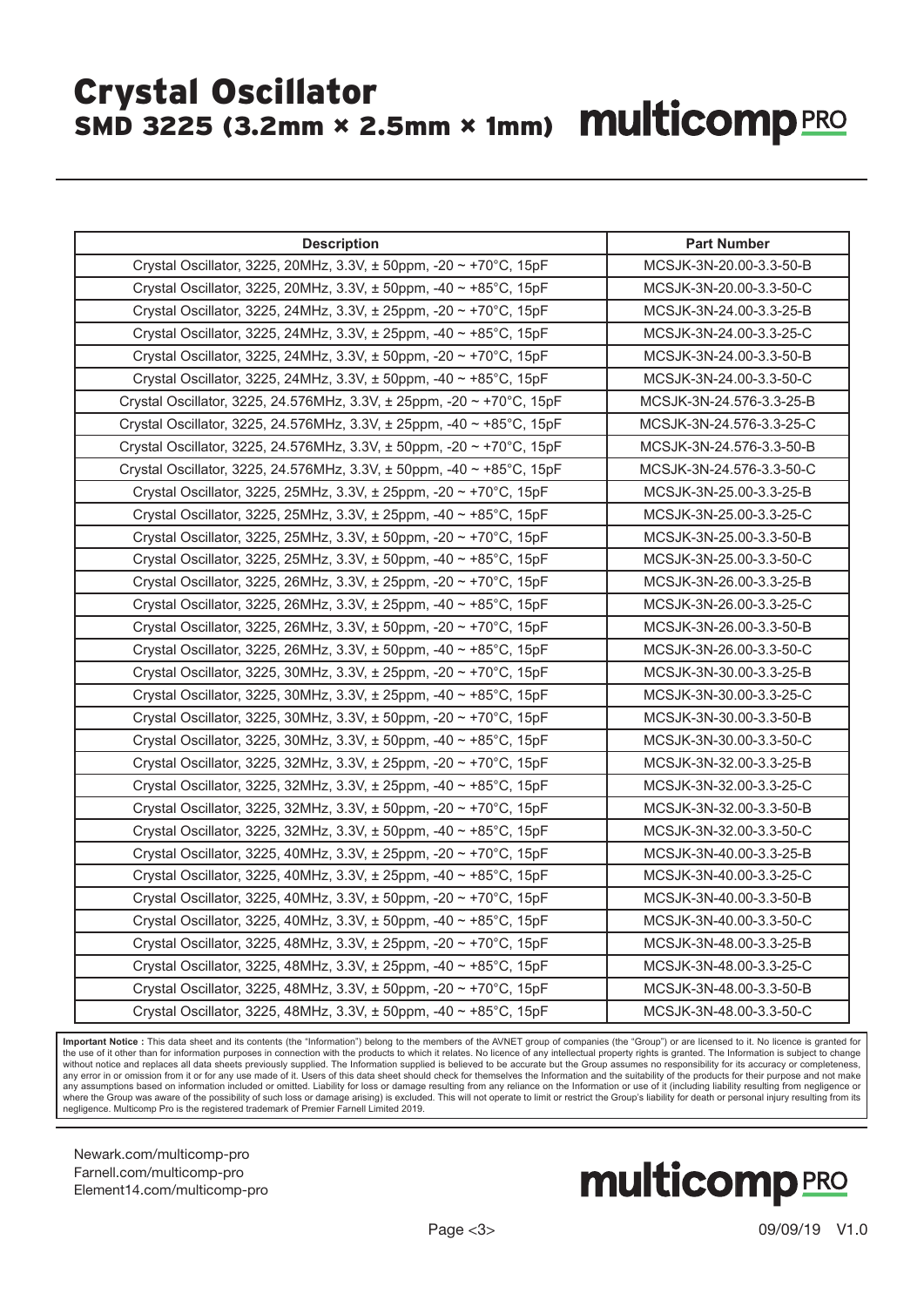# Crystal Oscillator

## SMD 3225 (3.2mm × 2.5mm × 1mm)

| Description | Part Number |
| --- | --- |
| Crystal Oscillator, 3225, 20MHz, 3.3V, ± 50ppm, -20 ~ +70°C, 15pF | MCSJK-3N-20.00-3.3-50-B |
| Crystal Oscillator, 3225, 20MHz, 3.3V, ± 50ppm, -40 ~ +85°C, 15pF | MCSJK-3N-20.00-3.3-50-C |
| Crystal Oscillator, 3225, 24MHz, 3.3V, ± 25ppm, -20 ~ +70°C, 15pF | MCSJK-3N-24.00-3.3-25-B |
| Crystal Oscillator, 3225, 24MHz, 3.3V, ± 25ppm, -40 ~ +85°C, 15pF | MCSJK-3N-24.00-3.3-25-C |
| Crystal Oscillator, 3225, 24MHz, 3.3V, ± 50ppm, -20 ~ +70°C, 15pF | MCSJK-3N-24.00-3.3-50-B |
| Crystal Oscillator, 3225, 24MHz, 3.3V, ± 50ppm, -40 ~ +85°C, 15pF | MCSJK-3N-24.00-3.3-50-C |
| Crystal Oscillator, 3225, 24.576MHz, 3.3V, ± 25ppm, -20 ~ +70°C, 15pF | MCSJK-3N-24.576-3.3-25-B |
| Crystal Oscillator, 3225, 24.576MHz, 3.3V, ± 25ppm, -40 ~ +85°C, 15pF | MCSJK-3N-24.576-3.3-25-C |
| Crystal Oscillator, 3225, 24.576MHz, 3.3V, ± 50ppm, -20 ~ +70°C, 15pF | MCSJK-3N-24.576-3.3-50-B |
| Crystal Oscillator, 3225, 24.576MHz, 3.3V, ± 50ppm, -40 ~ +85°C, 15pF | MCSJK-3N-24.576-3.3-50-C |
| Crystal Oscillator, 3225, 25MHz, 3.3V, ± 25ppm, -20 ~ +70°C, 15pF | MCSJK-3N-25.00-3.3-25-B |
| Crystal Oscillator, 3225, 25MHz, 3.3V, ± 25ppm, -40 ~ +85°C, 15pF | MCSJK-3N-25.00-3.3-25-C |
| Crystal Oscillator, 3225, 25MHz, 3.3V, ± 50ppm, -20 ~ +70°C, 15pF | MCSJK-3N-25.00-3.3-50-B |
| Crystal Oscillator, 3225, 25MHz, 3.3V, ± 50ppm, -40 ~ +85°C, 15pF | MCSJK-3N-25.00-3.3-50-C |
| Crystal Oscillator, 3225, 26MHz, 3.3V, ± 25ppm, -20 ~ +70°C, 15pF | MCSJK-3N-26.00-3.3-25-B |
| Crystal Oscillator, 3225, 26MHz, 3.3V, ± 25ppm, -40 ~ +85°C, 15pF | MCSJK-3N-26.00-3.3-25-C |
| Crystal Oscillator, 3225, 26MHz, 3.3V, ± 50ppm, -20 ~ +70°C, 15pF | MCSJK-3N-26.00-3.3-50-B |
| Crystal Oscillator, 3225, 26MHz, 3.3V, ± 50ppm, -40 ~ +85°C, 15pF | MCSJK-3N-26.00-3.3-50-C |
| Crystal Oscillator, 3225, 30MHz, 3.3V, ± 25ppm, -20 ~ +70°C, 15pF | MCSJK-3N-30.00-3.3-25-B |
| Crystal Oscillator, 3225, 30MHz, 3.3V, ± 25ppm, -40 ~ +85°C, 15pF | MCSJK-3N-30.00-3.3-25-C |
| Crystal Oscillator, 3225, 30MHz, 3.3V, ± 50ppm, -20 ~ +70°C, 15pF | MCSJK-3N-30.00-3.3-50-B |
| Crystal Oscillator, 3225, 30MHz, 3.3V, ± 50ppm, -40 ~ +85°C, 15pF | MCSJK-3N-30.00-3.3-50-C |
| Crystal Oscillator, 3225, 32MHz, 3.3V, ± 25ppm, -20 ~ +70°C, 15pF | MCSJK-3N-32.00-3.3-25-B |
| Crystal Oscillator, 3225, 32MHz, 3.3V, ± 25ppm, -40 ~ +85°C, 15pF | MCSJK-3N-32.00-3.3-25-C |
| Crystal Oscillator, 3225, 32MHz, 3.3V, ± 50ppm, -20 ~ +70°C, 15pF | MCSJK-3N-32.00-3.3-50-B |
| Crystal Oscillator, 3225, 32MHz, 3.3V, ± 50ppm, -40 ~ +85°C, 15pF | MCSJK-3N-32.00-3.3-50-C |
| Crystal Oscillator, 3225, 40MHz, 3.3V, ± 25ppm, -20 ~ +70°C, 15pF | MCSJK-3N-40.00-3.3-25-B |
| Crystal Oscillator, 3225, 40MHz, 3.3V, ± 25ppm, -40 ~ +85°C, 15pF | MCSJK-3N-40.00-3.3-25-C |
| Crystal Oscillator, 3225, 40MHz, 3.3V, ± 50ppm, -20 ~ +70°C, 15pF | MCSJK-3N-40.00-3.3-50-B |
| Crystal Oscillator, 3225, 40MHz, 3.3V, ± 50ppm, -40 ~ +85°C, 15pF | MCSJK-3N-40.00-3.3-50-C |
| Crystal Oscillator, 3225, 48MHz, 3.3V, ± 25ppm, -20 ~ +70°C, 15pF | MCSJK-3N-48.00-3.3-25-B |
| Crystal Oscillator, 3225, 48MHz, 3.3V, ± 25ppm, -40 ~ +85°C, 15pF | MCSJK-3N-48.00-3.3-25-C |
| Crystal Oscillator, 3225, 48MHz, 3.3V, ± 50ppm, -20 ~ +70°C, 15pF | MCSJK-3N-48.00-3.3-50-B |
| Crystal Oscillator, 3225, 48MHz, 3.3V, ± 50ppm, -40 ~ +85°C, 15pF | MCSJK-3N-48.00-3.3-50-C |

**Important Notice :** This data sheet and its contents (the "Information") belong to the members of the AVNET group of companies (the "Group") or are licensed to it. No licence is granted for the use of it other than for information purposes in connection with the products to which it relates. No licence of any intellectual property rights is granted. The Information is subject to change without notice and replaces all data sheets previously supplied. The Information supplied is believed to be accurate but the Group assumes no responsibility for its accuracy or completeness, any error in or omission from it or for any use made of it. Users of this data sheet should check for themselves the Information and the suitability of the products for their purpose and not make any assumptions based on information included or omitted. Liability for loss or damage resulting from any reliance on the Information or use of it (including liability resulting from negligence or where the Group was aware of the possibility of such loss or damage arising) is excluded. This will not operate to limit or restrict the Group's liability for death or personal injury resulting from its negligence. Multicomp Pro is the registered trademark of Premier Farnell Limited 2019.

Newark.com/multicomp-pro
Farnell.com/multicomp-pro
Element14.com/multicomp-pro

09/09/19 V1.0